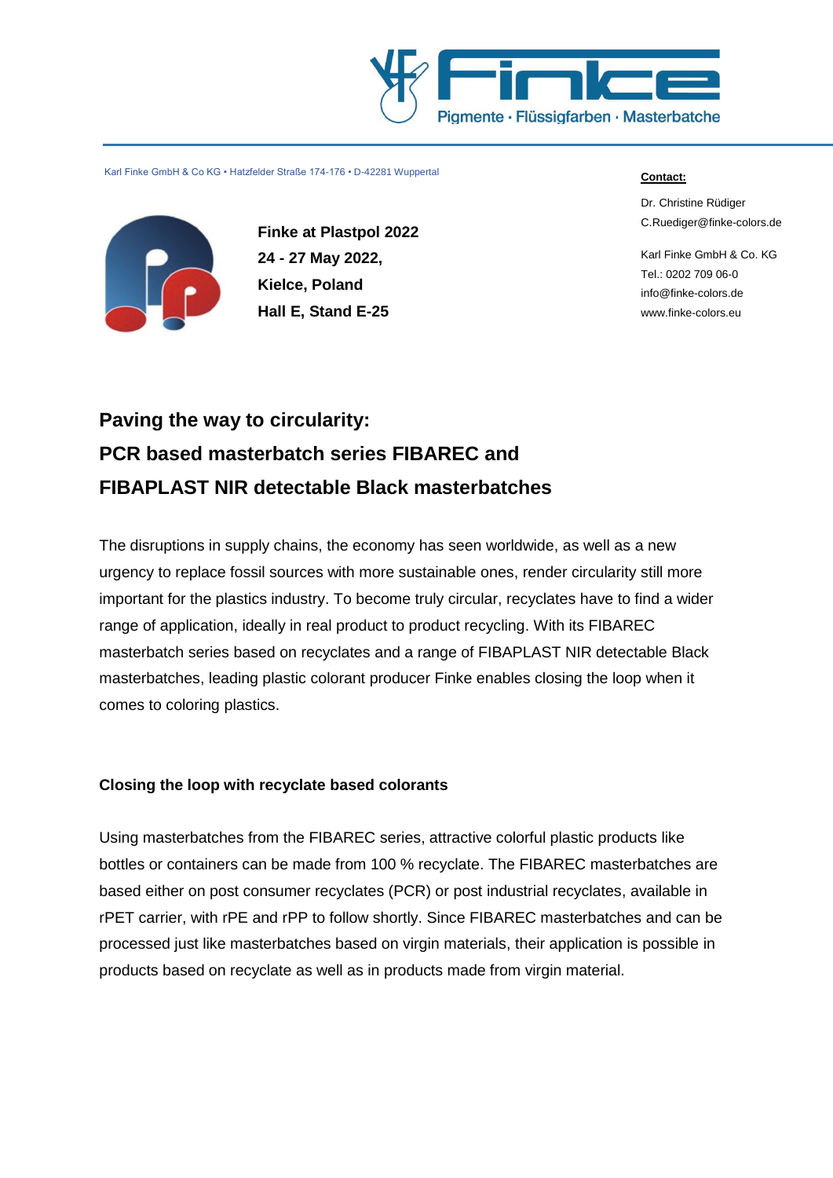Pigmente · Flüssigfarben · Masterbatche

Karl Finke GmbH & Co KG • Hatzfelder Straße 174-176 • D-42281 Wuppertal

**Finke at Plastpol 2022**
**24 - 27 May 2022,**
**Kielce, Poland**
**Hall E, Stand E-25**

**Contact:**

Dr. Christine Rüdiger
C.Ruediger@finke-colors.de

Karl Finke GmbH & Co. KG
Tel.: 0202 709 06-0
info@finke-colors.de
www.finke-colors.eu

# Paving the way to circularity: PCR based masterbatch series FIBAREC and FIBAPLAST NIR detectable Black masterbatches

The disruptions in supply chains, the economy has seen worldwide, as well as a new urgency to replace fossil sources with more sustainable ones, render circularity still more important for the plastics industry. To become truly circular, recyclates have to find a wider range of application, ideally in real product to product recycling. With its FIBAREC masterbatch series based on recyclates and a range of FIBAPLAST NIR detectable Black masterbatches, leading plastic colorant producer Finke enables closing the loop when it comes to coloring plastics.

### Closing the loop with recyclate based colorants

Using masterbatches from the FIBAREC series, attractive colorful plastic products like bottles or containers can be made from 100 % recyclate. The FIBAREC masterbatches are based either on post consumer recyclates (PCR) or post industrial recyclates, available in rPET carrier, with rPE and rPP to follow shortly. Since FIBAREC masterbatches and can be processed just like masterbatches based on virgin materials, their application is possible in products based on recyclate as well as in products made from virgin material.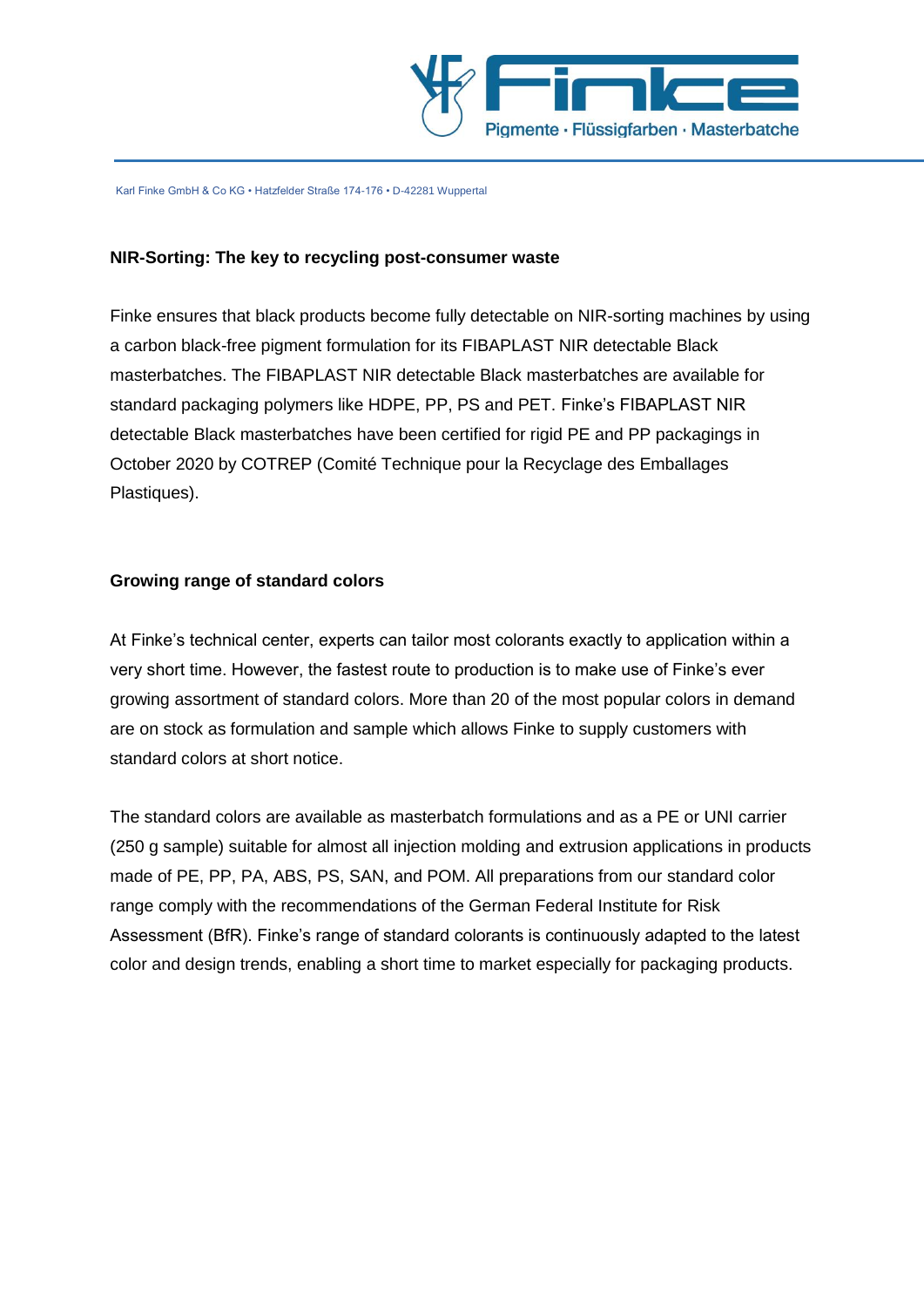## NIR-Sorting: The key to recycling post-consumer waste

Finke ensures that black products become fully detectable on NIR-sorting machines by using a carbon black-free pigment formulation for its FIBAPLAST NIR detectable Black masterbatches. The FIBAPLAST NIR detectable Black masterbatches are available for standard packaging polymers like HDPE, PP, PS and PET. Finke's FIBAPLAST NIR detectable Black masterbatches have been certified for rigid PE and PP packagings in October 2020 by COTREP (Comité Technique pour la Recyclage des Emballages Plastiques).

## Growing range of standard colors

At Finke's technical center, experts can tailor most colorants exactly to application within a very short time. However, the fastest route to production is to make use of Finke's ever growing assortment of standard colors. More than 20 of the most popular colors in demand are on stock as formulation and sample which allows Finke to supply customers with standard colors at short notice.

The standard colors are available as masterbatch formulations and as a PE or UNI carrier (250 g sample) suitable for almost all injection molding and extrusion applications in products made of PE, PP, PA, ABS, PS, SAN, and POM. All preparations from our standard color range comply with the recommendations of the German Federal Institute for Risk Assessment (BfR). Finke's range of standard colorants is continuously adapted to the latest color and design trends, enabling a short time to market especially for packaging products.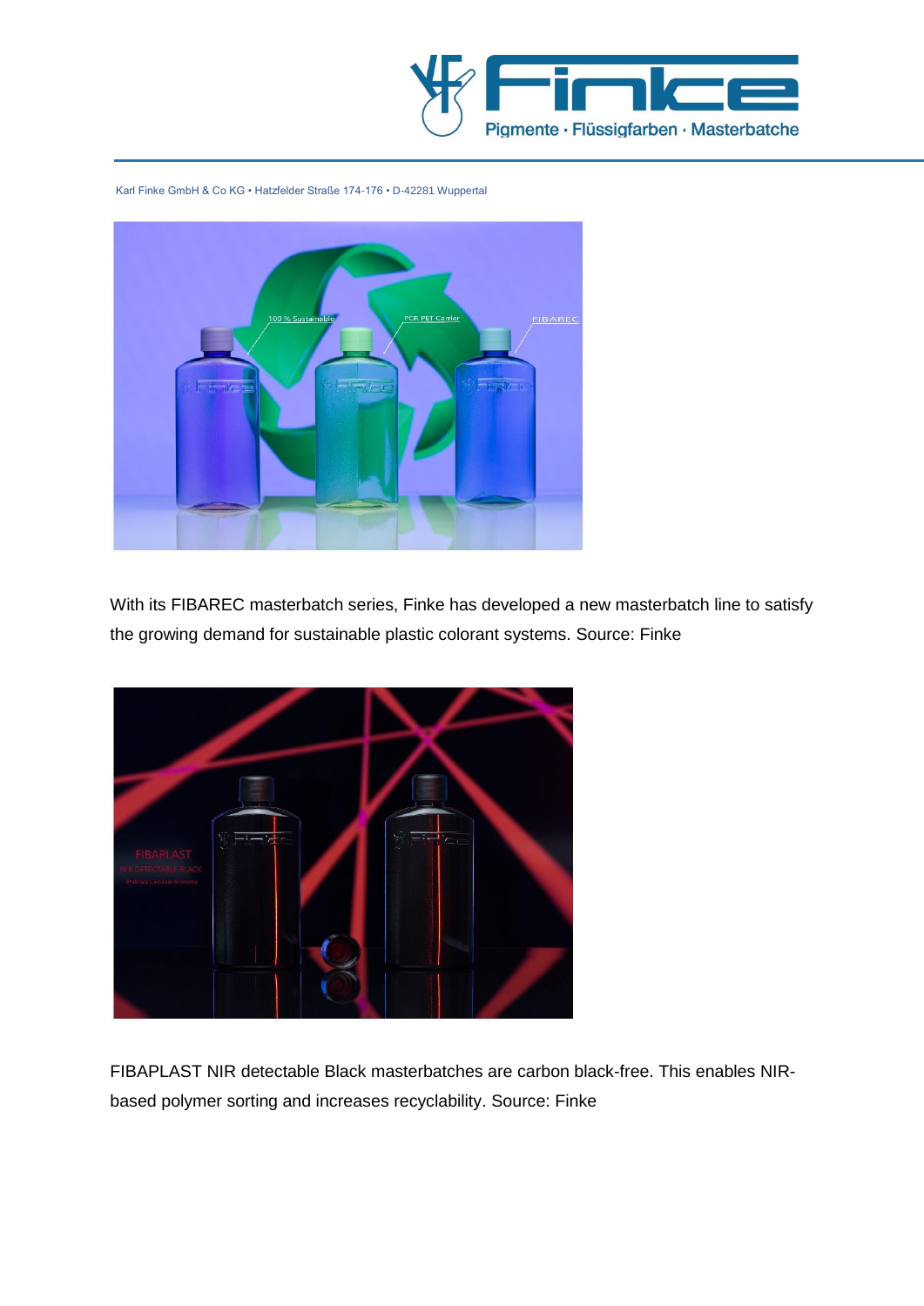With its FIBAREC masterbatch series, Finke has developed a new masterbatch line to satisfy the growing demand for sustainable plastic colorant systems. Source: Finke

FIBAPLAST NIR detectable Black masterbatches are carbon black-free. This enables NIR-based polymer sorting and increases recyclability. Source: Finke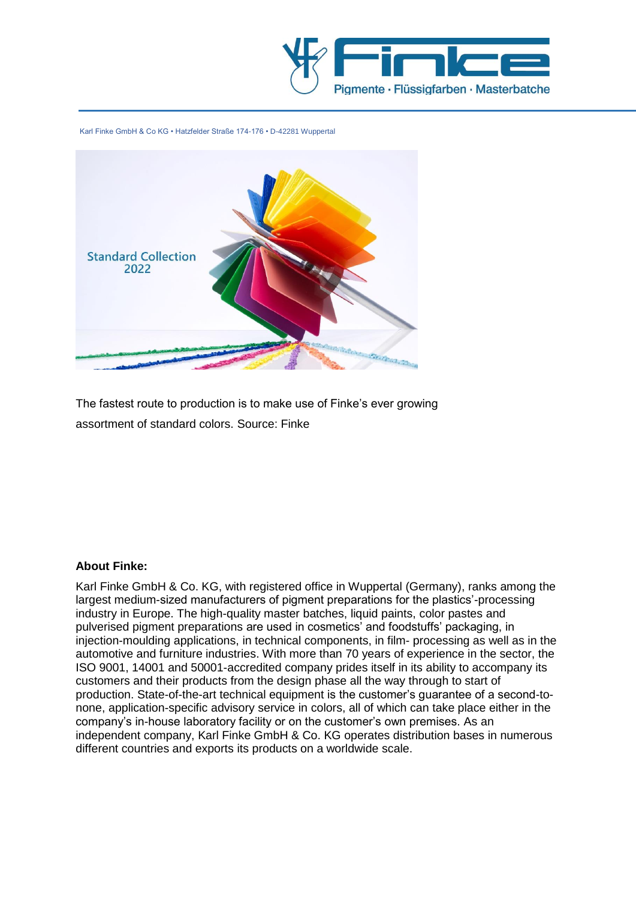Karl Finke GmbH & Co KG • Hatzfelder Straße 174-176 • D-42281 Wuppertal

The fastest route to production is to make use of Finke's ever growing assortment of standard colors. Source: Finke

**About Finke:**

Karl Finke GmbH & Co. KG, with registered office in Wuppertal (Germany), ranks among the largest medium-sized manufacturers of pigment preparations for the plastics'-processing industry in Europe. The high-quality master batches, liquid paints, color pastes and pulverised pigment preparations are used in cosmetics' and foodstuffs' packaging, in injection-moulding applications, in technical components, in film- processing as well as in the automotive and furniture industries. With more than 70 years of experience in the sector, the ISO 9001, 14001 and 50001-accredited company prides itself in its ability to accompany its customers and their products from the design phase all the way through to start of production. State-of-the-art technical equipment is the customer's guarantee of a second-to-none, application-specific advisory service in colors, all of which can take place either in the company's in-house laboratory facility or on the customer's own premises. As an independent company, Karl Finke GmbH & Co. KG operates distribution bases in numerous different countries and exports its products on a worldwide scale.